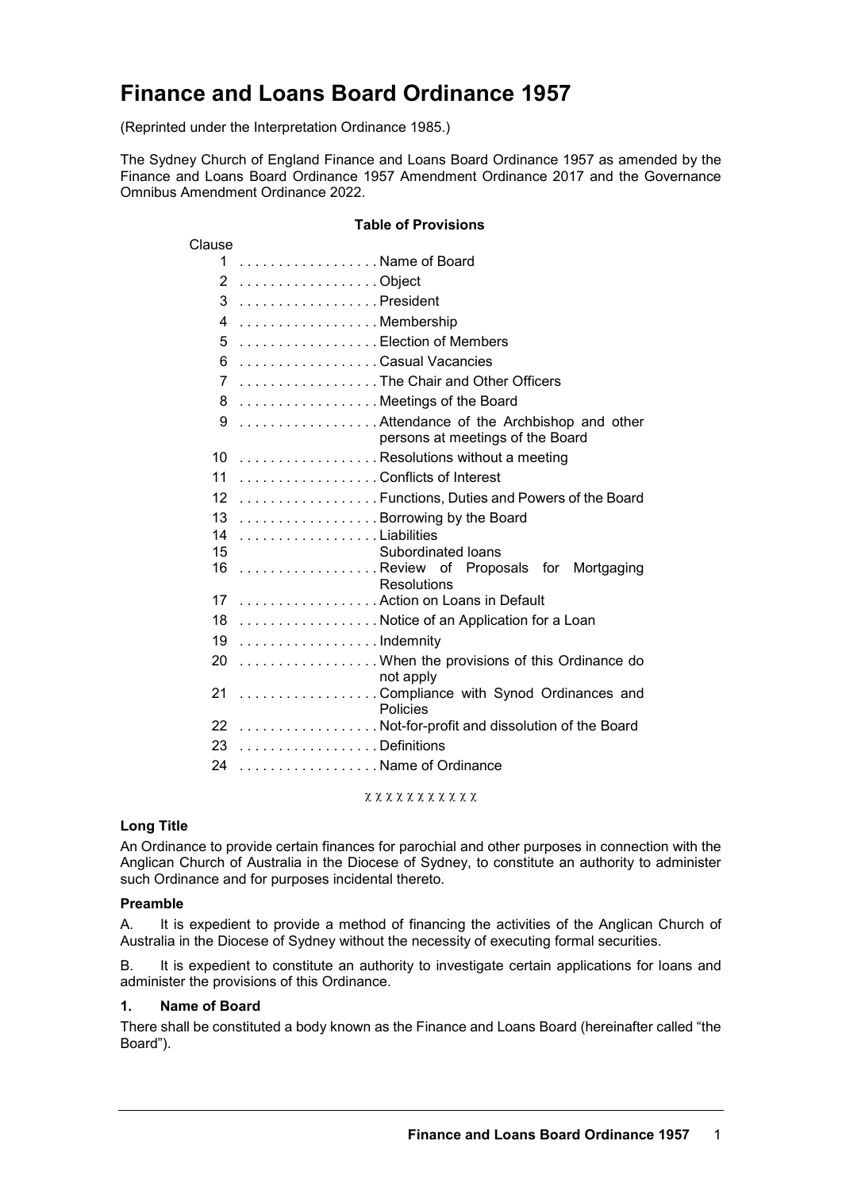# Finance and Loans Board Ordinance 1957

(Reprinted under the Interpretation Ordinance 1985.)

The Sydney Church of England Finance and Loans Board Ordinance 1957 as amended by the Finance and Loans Board Ordinance 1957 Amendment Ordinance 2017 and the Governance Omnibus Amendment Ordinance 2022.

**Table of Provisions**

| Clause | |
|---|---|
| 1 | Name of Board |
| 2 | Object |
| 3 | President |
| 4 | Membership |
| 5 | Election of Members |
| 6 | Casual Vacancies |
| 7 | The Chair and Other Officers |
| 8 | Meetings of the Board |
| 9 | Attendance of the Archbishop and other persons at meetings of the Board |
| 10 | Resolutions without a meeting |
| 11 | Conflicts of Interest |
| 12 | Functions, Duties and Powers of the Board |
| 13 | Borrowing by the Board |
| 14 | Liabilities |
| 15 | Subordinated loans |
| 16 | Review of Proposals for Mortgaging Resolutions |
| 17 | Action on Loans in Default |
| 18 | Notice of an Application for a Loan |
| 19 | Indemnity |
| 20 | When the provisions of this Ordinance do not apply |
| 21 | Compliance with Synod Ordinances and Policies |
| 22 | Not-for-profit and dissolution of the Board |
| 23 | Definitions |
| 24 | Name of Ordinance |

### Long Title

An Ordinance to provide certain finances for parochial and other purposes in connection with the Anglican Church of Australia in the Diocese of Sydney, to constitute an authority to administer such Ordinance and for purposes incidental thereto.

### Preamble

A. It is expedient to provide a method of financing the activities of the Anglican Church of Australia in the Diocese of Sydney without the necessity of executing formal securities.

B. It is expedient to constitute an authority to investigate certain applications for loans and administer the provisions of this Ordinance.

### 1. Name of Board

There shall be constituted a body known as the Finance and Loans Board (hereinafter called "the Board").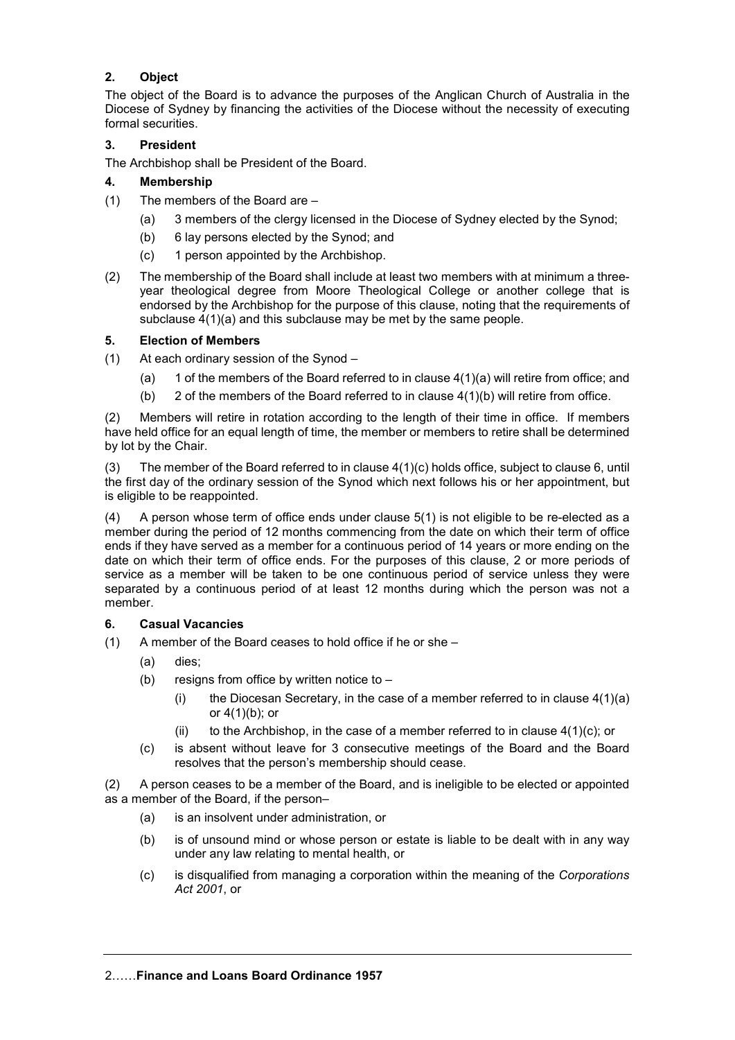### 2. Object

The object of the Board is to advance the purposes of the Anglican Church of Australia in the Diocese of Sydney by financing the activities of the Diocese without the necessity of executing formal securities.

### 3. President

The Archbishop shall be President of the Board.

### 4. Membership

(1) The members of the Board are –

(a) 3 members of the clergy licensed in the Diocese of Sydney elected by the Synod;

(b) 6 lay persons elected by the Synod; and

(c) 1 person appointed by the Archbishop.

(2) The membership of the Board shall include at least two members with at minimum a three-year theological degree from Moore Theological College or another college that is endorsed by the Archbishop for the purpose of this clause, noting that the requirements of subclause 4(1)(a) and this subclause may be met by the same people.

### 5. Election of Members

(1) At each ordinary session of the Synod –

(a) 1 of the members of the Board referred to in clause 4(1)(a) will retire from office; and

(b) 2 of the members of the Board referred to in clause 4(1)(b) will retire from office.

(2) Members will retire in rotation according to the length of their time in office. If members have held office for an equal length of time, the member or members to retire shall be determined by lot by the Chair.

(3) The member of the Board referred to in clause 4(1)(c) holds office, subject to clause 6, until the first day of the ordinary session of the Synod which next follows his or her appointment, but is eligible to be reappointed.

(4) A person whose term of office ends under clause 5(1) is not eligible to be re-elected as a member during the period of 12 months commencing from the date on which their term of office ends if they have served as a member for a continuous period of 14 years or more ending on the date on which their term of office ends. For the purposes of this clause, 2 or more periods of service as a member will be taken to be one continuous period of service unless they were separated by a continuous period of at least 12 months during which the person was not a member.

### 6. Casual Vacancies

(1) A member of the Board ceases to hold office if he or she –

(a) dies;

(b) resigns from office by written notice to –

(i) the Diocesan Secretary, in the case of a member referred to in clause 4(1)(a) or 4(1)(b); or

(ii) to the Archbishop, in the case of a member referred to in clause 4(1)(c); or

(c) is absent without leave for 3 consecutive meetings of the Board and the Board resolves that the person's membership should cease.

(2) A person ceases to be a member of the Board, and is ineligible to be elected or appointed as a member of the Board, if the person–

(a) is an insolvent under administration, or

(b) is of unsound mind or whose person or estate is liable to be dealt with in any way under any law relating to mental health, or

(c) is disqualified from managing a corporation within the meaning of the *Corporations Act 2001*, or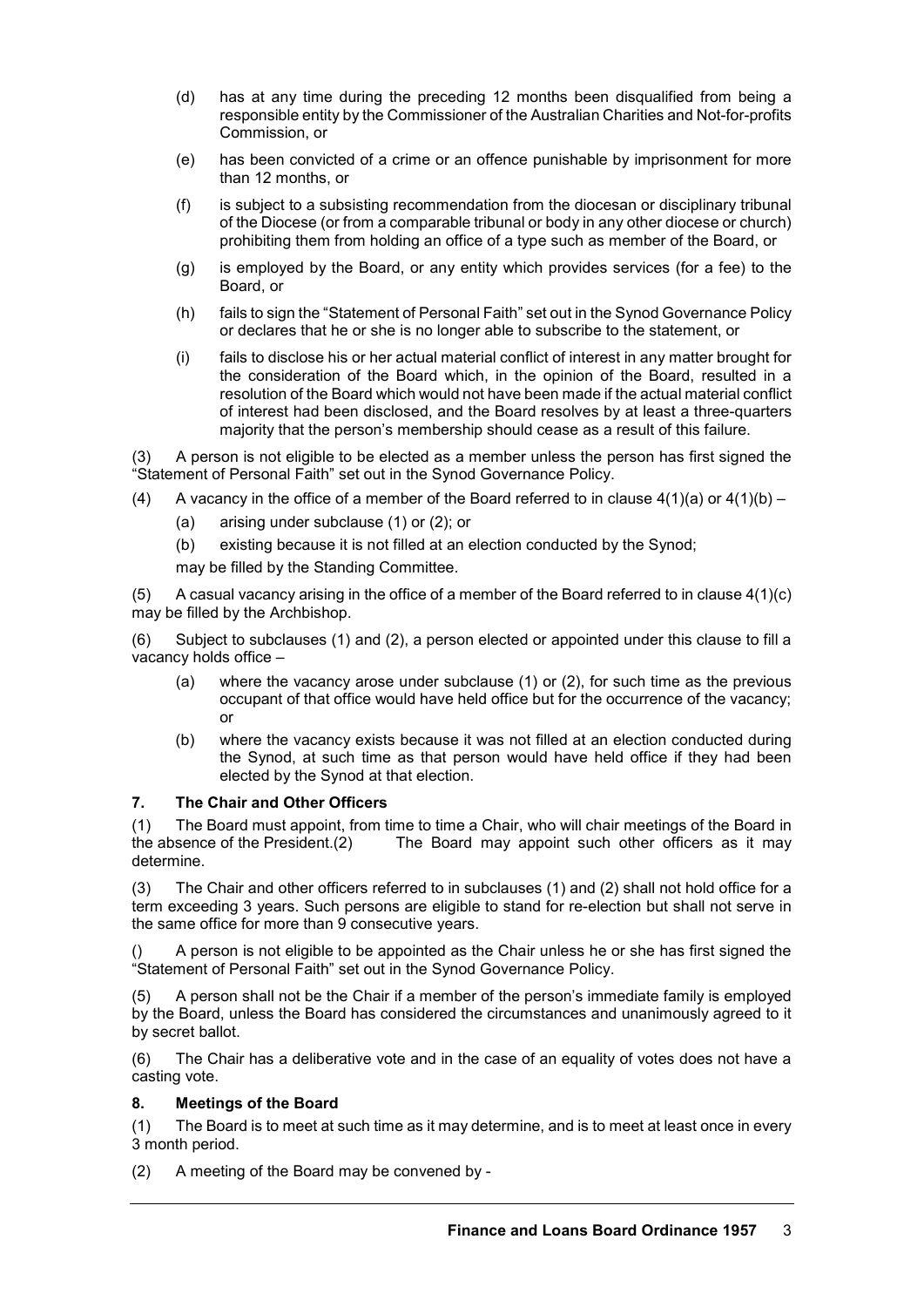(d) has at any time during the preceding 12 months been disqualified from being a responsible entity by the Commissioner of the Australian Charities and Not-for-profits Commission, or

(e) has been convicted of a crime or an offence punishable by imprisonment for more than 12 months, or

(f) is subject to a subsisting recommendation from the diocesan or disciplinary tribunal of the Diocese (or from a comparable tribunal or body in any other diocese or church) prohibiting them from holding an office of a type such as member of the Board, or

(g) is employed by the Board, or any entity which provides services (for a fee) to the Board, or

(h) fails to sign the "Statement of Personal Faith" set out in the Synod Governance Policy or declares that he or she is no longer able to subscribe to the statement, or

(i) fails to disclose his or her actual material conflict of interest in any matter brought for the consideration of the Board which, in the opinion of the Board, resulted in a resolution of the Board which would not have been made if the actual material conflict of interest had been disclosed, and the Board resolves by at least a three-quarters majority that the person's membership should cease as a result of this failure.

(3) A person is not eligible to be elected as a member unless the person has first signed the "Statement of Personal Faith" set out in the Synod Governance Policy.

(4) A vacancy in the office of a member of the Board referred to in clause 4(1)(a) or 4(1)(b) –

(a) arising under subclause (1) or (2); or

(b) existing because it is not filled at an election conducted by the Synod;

may be filled by the Standing Committee.

(5) A casual vacancy arising in the office of a member of the Board referred to in clause 4(1)(c) may be filled by the Archbishop.

(6) Subject to subclauses (1) and (2), a person elected or appointed under this clause to fill a vacancy holds office –

(a) where the vacancy arose under subclause (1) or (2), for such time as the previous occupant of that office would have held office but for the occurrence of the vacancy; or

(b) where the vacancy exists because it was not filled at an election conducted during the Synod, at such time as that person would have held office if they had been elected by the Synod at that election.

### 7. The Chair and Other Officers

(1) The Board must appoint, from time to time a Chair, who will chair meetings of the Board in the absence of the President.(2) The Board may appoint such other officers as it may determine.

(3) The Chair and other officers referred to in subclauses (1) and (2) shall not hold office for a term exceeding 3 years. Such persons are eligible to stand for re-election but shall not serve in the same office for more than 9 consecutive years.

() A person is not eligible to be appointed as the Chair unless he or she has first signed the "Statement of Personal Faith" set out in the Synod Governance Policy.

(5) A person shall not be the Chair if a member of the person's immediate family is employed by the Board, unless the Board has considered the circumstances and unanimously agreed to it by secret ballot.

(6) The Chair has a deliberative vote and in the case of an equality of votes does not have a casting vote.

### 8. Meetings of the Board

(1) The Board is to meet at such time as it may determine, and is to meet at least once in every 3 month period.

(2) A meeting of the Board may be convened by -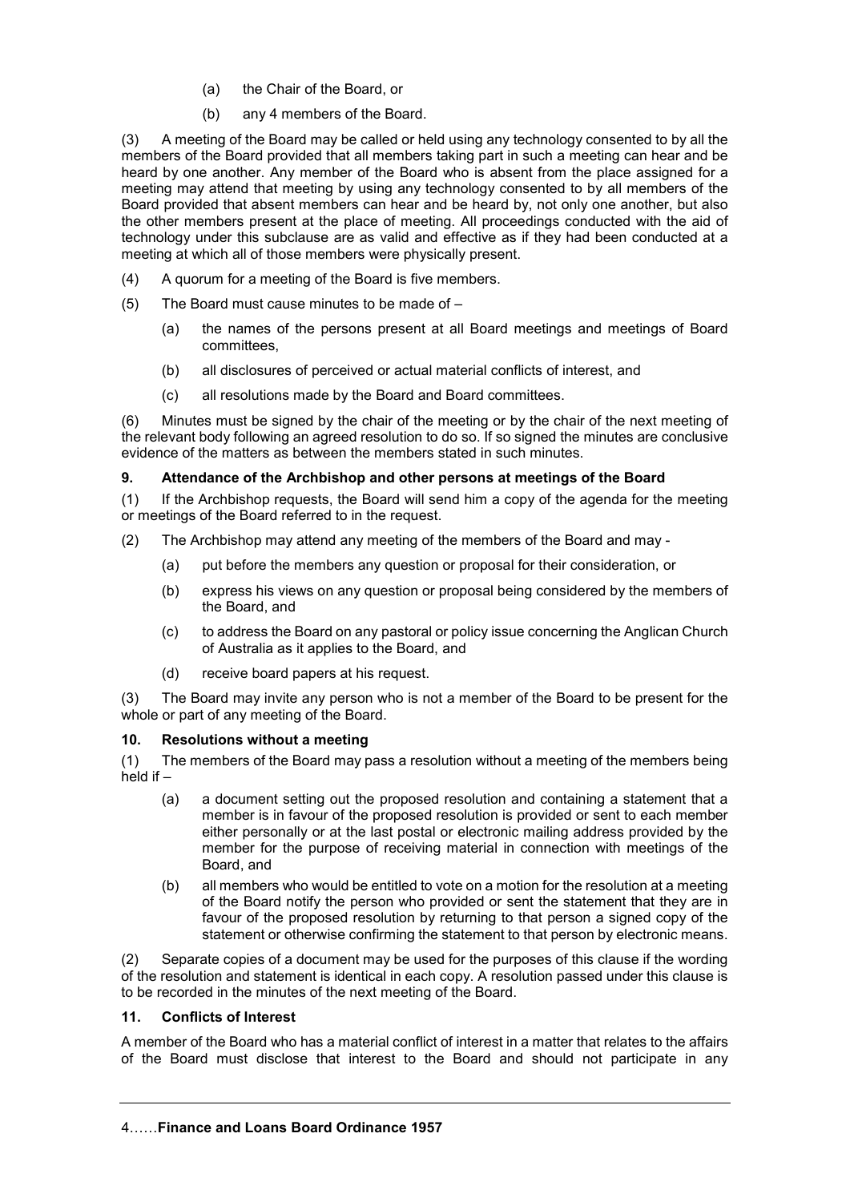(a) the Chair of the Board, or

(b) any 4 members of the Board.

(3) A meeting of the Board may be called or held using any technology consented to by all the members of the Board provided that all members taking part in such a meeting can hear and be heard by one another. Any member of the Board who is absent from the place assigned for a meeting may attend that meeting by using any technology consented to by all members of the Board provided that absent members can hear and be heard by, not only one another, but also the other members present at the place of meeting. All proceedings conducted with the aid of technology under this subclause are as valid and effective as if they had been conducted at a meeting at which all of those members were physically present.

(4) A quorum for a meeting of the Board is five members.

(5) The Board must cause minutes to be made of –

(a) the names of the persons present at all Board meetings and meetings of Board committees,

(b) all disclosures of perceived or actual material conflicts of interest, and

(c) all resolutions made by the Board and Board committees.

(6) Minutes must be signed by the chair of the meeting or by the chair of the next meeting of the relevant body following an agreed resolution to do so. If so signed the minutes are conclusive evidence of the matters as between the members stated in such minutes.

### 9. Attendance of the Archbishop and other persons at meetings of the Board

(1) If the Archbishop requests, the Board will send him a copy of the agenda for the meeting or meetings of the Board referred to in the request.

(2) The Archbishop may attend any meeting of the members of the Board and may -

(a) put before the members any question or proposal for their consideration, or

(b) express his views on any question or proposal being considered by the members of the Board, and

(c) to address the Board on any pastoral or policy issue concerning the Anglican Church of Australia as it applies to the Board, and

(d) receive board papers at his request.

(3) The Board may invite any person who is not a member of the Board to be present for the whole or part of any meeting of the Board.

### 10. Resolutions without a meeting

(1) The members of the Board may pass a resolution without a meeting of the members being held if –

(a) a document setting out the proposed resolution and containing a statement that a member is in favour of the proposed resolution is provided or sent to each member either personally or at the last postal or electronic mailing address provided by the member for the purpose of receiving material in connection with meetings of the Board, and

(b) all members who would be entitled to vote on a motion for the resolution at a meeting of the Board notify the person who provided or sent the statement that they are in favour of the proposed resolution by returning to that person a signed copy of the statement or otherwise confirming the statement to that person by electronic means.

(2) Separate copies of a document may be used for the purposes of this clause if the wording of the resolution and statement is identical in each copy. A resolution passed under this clause is to be recorded in the minutes of the next meeting of the Board.

### 11. Conflicts of Interest

A member of the Board who has a material conflict of interest in a matter that relates to the affairs of the Board must disclose that interest to the Board and should not participate in any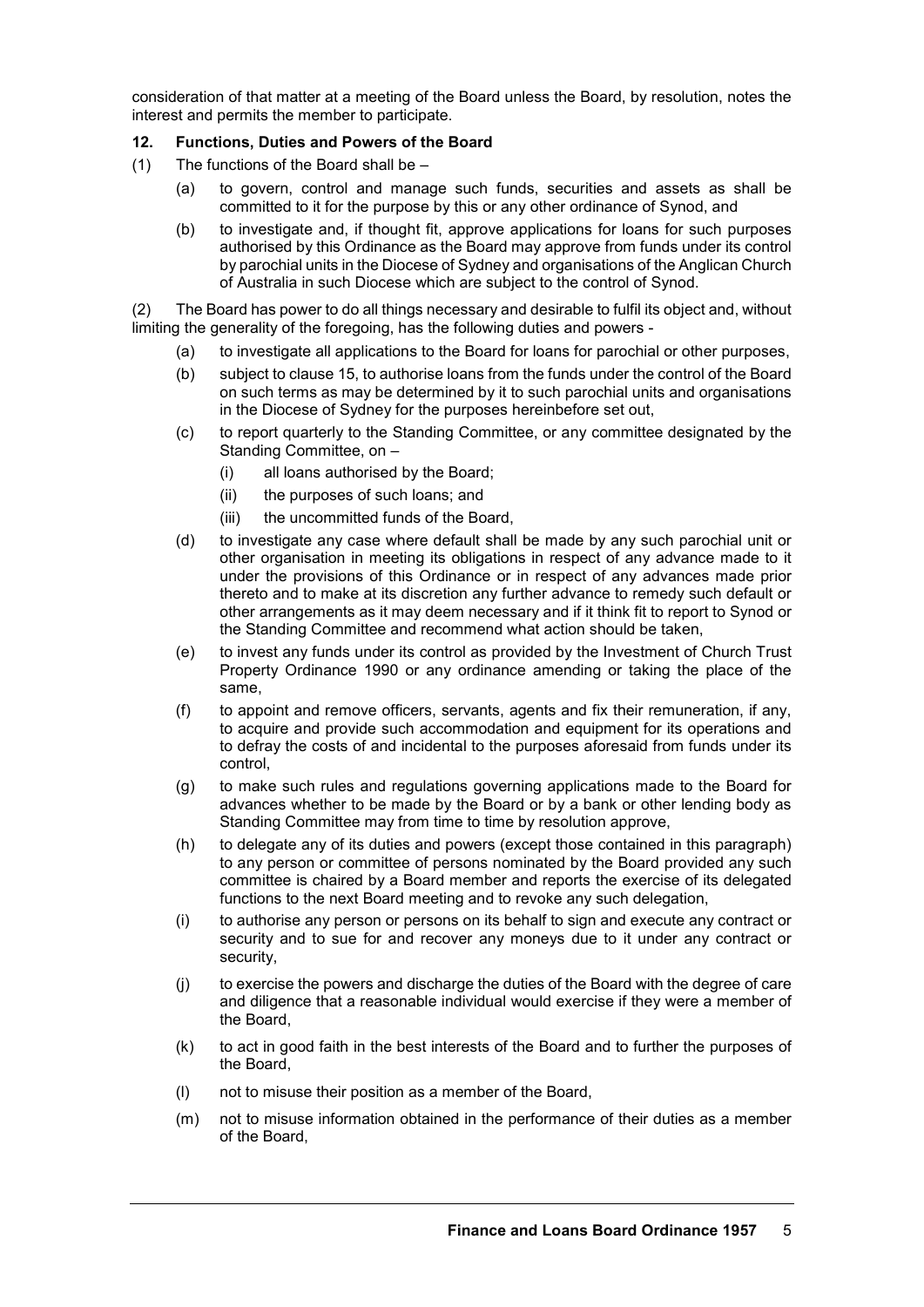consideration of that matter at a meeting of the Board unless the Board, by resolution, notes the interest and permits the member to participate.

### 12. Functions, Duties and Powers of the Board

(1) The functions of the Board shall be –

- (a) to govern, control and manage such funds, securities and assets as shall be committed to it for the purpose by this or any other ordinance of Synod, and
- (b) to investigate and, if thought fit, approve applications for loans for such purposes authorised by this Ordinance as the Board may approve from funds under its control by parochial units in the Diocese of Sydney and organisations of the Anglican Church of Australia in such Diocese which are subject to the control of Synod.

(2) The Board has power to do all things necessary and desirable to fulfil its object and, without limiting the generality of the foregoing, has the following duties and powers -

- (a) to investigate all applications to the Board for loans for parochial or other purposes,
- (b) subject to clause 15, to authorise loans from the funds under the control of the Board on such terms as may be determined by it to such parochial units and organisations in the Diocese of Sydney for the purposes hereinbefore set out,
- (c) to report quarterly to the Standing Committee, or any committee designated by the Standing Committee, on –
  - (i) all loans authorised by the Board;
  - (ii) the purposes of such loans; and
  - (iii) the uncommitted funds of the Board,
- (d) to investigate any case where default shall be made by any such parochial unit or other organisation in meeting its obligations in respect of any advance made to it under the provisions of this Ordinance or in respect of any advances made prior thereto and to make at its discretion any further advance to remedy such default or other arrangements as it may deem necessary and if it think fit to report to Synod or the Standing Committee and recommend what action should be taken,
- (e) to invest any funds under its control as provided by the Investment of Church Trust Property Ordinance 1990 or any ordinance amending or taking the place of the same,
- (f) to appoint and remove officers, servants, agents and fix their remuneration, if any, to acquire and provide such accommodation and equipment for its operations and to defray the costs of and incidental to the purposes aforesaid from funds under its control,
- (g) to make such rules and regulations governing applications made to the Board for advances whether to be made by the Board or by a bank or other lending body as Standing Committee may from time to time by resolution approve,
- (h) to delegate any of its duties and powers (except those contained in this paragraph) to any person or committee of persons nominated by the Board provided any such committee is chaired by a Board member and reports the exercise of its delegated functions to the next Board meeting and to revoke any such delegation,
- (i) to authorise any person or persons on its behalf to sign and execute any contract or security and to sue for and recover any moneys due to it under any contract or security,
- (j) to exercise the powers and discharge the duties of the Board with the degree of care and diligence that a reasonable individual would exercise if they were a member of the Board,
- (k) to act in good faith in the best interests of the Board and to further the purposes of the Board,
- (l) not to misuse their position as a member of the Board,
- (m) not to misuse information obtained in the performance of their duties as a member of the Board,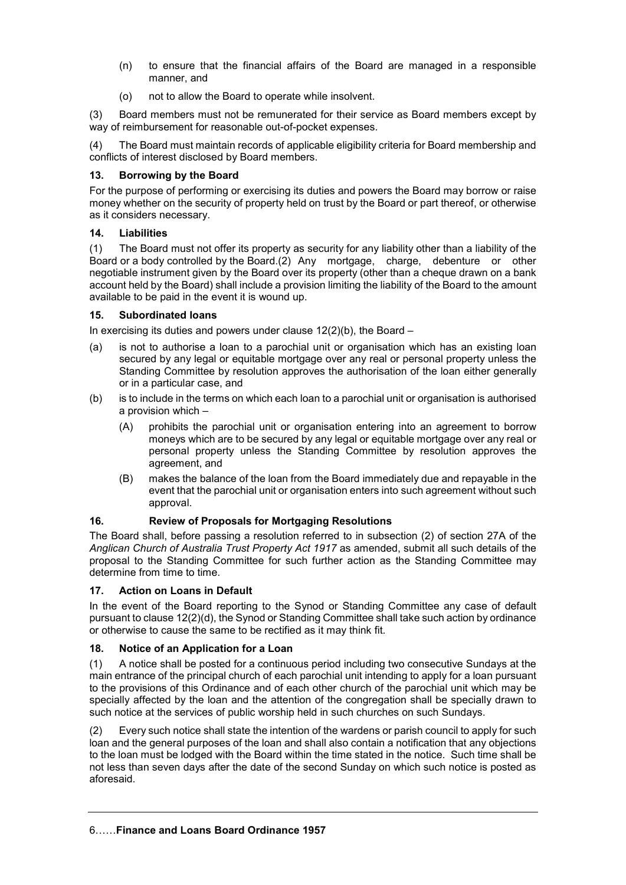(n) to ensure that the financial affairs of the Board are managed in a responsible manner, and

(o) not to allow the Board to operate while insolvent.

(3) Board members must not be remunerated for their service as Board members except by way of reimbursement for reasonable out-of-pocket expenses.

(4) The Board must maintain records of applicable eligibility criteria for Board membership and conflicts of interest disclosed by Board members.

### 13. Borrowing by the Board

For the purpose of performing or exercising its duties and powers the Board may borrow or raise money whether on the security of property held on trust by the Board or part thereof, or otherwise as it considers necessary.

### 14. Liabilities

(1) The Board must not offer its property as security for any liability other than a liability of the Board or a body controlled by the Board.(2) Any mortgage, charge, debenture or other negotiable instrument given by the Board over its property (other than a cheque drawn on a bank account held by the Board) shall include a provision limiting the liability of the Board to the amount available to be paid in the event it is wound up.

### 15. Subordinated loans

In exercising its duties and powers under clause 12(2)(b), the Board –

(a) is not to authorise a loan to a parochial unit or organisation which has an existing loan secured by any legal or equitable mortgage over any real or personal property unless the Standing Committee by resolution approves the authorisation of the loan either generally or in a particular case, and

(b) is to include in the terms on which each loan to a parochial unit or organisation is authorised a provision which –

(A) prohibits the parochial unit or organisation entering into an agreement to borrow moneys which are to be secured by any legal or equitable mortgage over any real or personal property unless the Standing Committee by resolution approves the agreement, and

(B) makes the balance of the loan from the Board immediately due and repayable in the event that the parochial unit or organisation enters into such agreement without such approval.

### 16. Review of Proposals for Mortgaging Resolutions

The Board shall, before passing a resolution referred to in subsection (2) of section 27A of the *Anglican Church of Australia Trust Property Act 1917* as amended, submit all such details of the proposal to the Standing Committee for such further action as the Standing Committee may determine from time to time.

### 17. Action on Loans in Default

In the event of the Board reporting to the Synod or Standing Committee any case of default pursuant to clause 12(2)(d), the Synod or Standing Committee shall take such action by ordinance or otherwise to cause the same to be rectified as it may think fit.

### 18. Notice of an Application for a Loan

(1) A notice shall be posted for a continuous period including two consecutive Sundays at the main entrance of the principal church of each parochial unit intending to apply for a loan pursuant to the provisions of this Ordinance and of each other church of the parochial unit which may be specially affected by the loan and the attention of the congregation shall be specially drawn to such notice at the services of public worship held in such churches on such Sundays.

(2) Every such notice shall state the intention of the wardens or parish council to apply for such loan and the general purposes of the loan and shall also contain a notification that any objections to the loan must be lodged with the Board within the time stated in the notice. Such time shall be not less than seven days after the date of the second Sunday on which such notice is posted as aforesaid.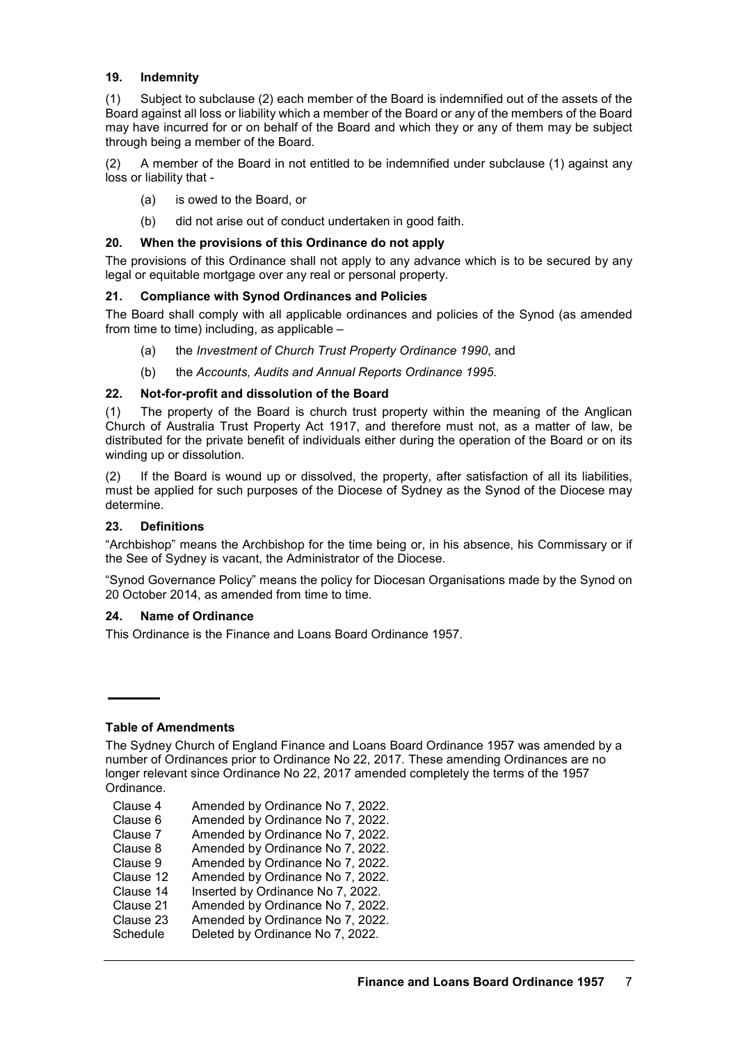### 19. Indemnity

(1) Subject to subclause (2) each member of the Board is indemnified out of the assets of the Board against all loss or liability which a member of the Board or any of the members of the Board may have incurred for or on behalf of the Board and which they or any of them may be subject through being a member of the Board.

(2) A member of the Board in not entitled to be indemnified under subclause (1) against any loss or liability that -

(a) is owed to the Board, or

(b) did not arise out of conduct undertaken in good faith.

### 20. When the provisions of this Ordinance do not apply

The provisions of this Ordinance shall not apply to any advance which is to be secured by any legal or equitable mortgage over any real or personal property.

### 21. Compliance with Synod Ordinances and Policies

The Board shall comply with all applicable ordinances and policies of the Synod (as amended from time to time) including, as applicable –

(a) the *Investment of Church Trust Property Ordinance 1990*, and

(b) the *Accounts, Audits and Annual Reports Ordinance 1995.*

### 22. Not-for-profit and dissolution of the Board

(1) The property of the Board is church trust property within the meaning of the Anglican Church of Australia Trust Property Act 1917, and therefore must not, as a matter of law, be distributed for the private benefit of individuals either during the operation of the Board or on its winding up or dissolution.

(2) If the Board is wound up or dissolved, the property, after satisfaction of all its liabilities, must be applied for such purposes of the Diocese of Sydney as the Synod of the Diocese may determine.

### 23. Definitions

"Archbishop" means the Archbishop for the time being or, in his absence, his Commissary or if the See of Sydney is vacant, the Administrator of the Diocese.

"Synod Governance Policy" means the policy for Diocesan Organisations made by the Synod on 20 October 2014, as amended from time to time.

### 24. Name of Ordinance

This Ordinance is the Finance and Loans Board Ordinance 1957.

---

**Table of Amendments**

The Sydney Church of England Finance and Loans Board Ordinance 1957 was amended by a number of Ordinances prior to Ordinance No 22, 2017. These amending Ordinances are no longer relevant since Ordinance No 22, 2017 amended completely the terms of the 1957 Ordinance.

| | |
|---|---|
| Clause 4 | Amended by Ordinance No 7, 2022. |
| Clause 6 | Amended by Ordinance No 7, 2022. |
| Clause 7 | Amended by Ordinance No 7, 2022. |
| Clause 8 | Amended by Ordinance No 7, 2022. |
| Clause 9 | Amended by Ordinance No 7, 2022. |
| Clause 12 | Amended by Ordinance No 7, 2022. |
| Clause 14 | Inserted by Ordinance No 7, 2022. |
| Clause 21 | Amended by Ordinance No 7, 2022. |
| Clause 23 | Amended by Ordinance No 7, 2022. |
| Schedule | Deleted by Ordinance No 7, 2022. |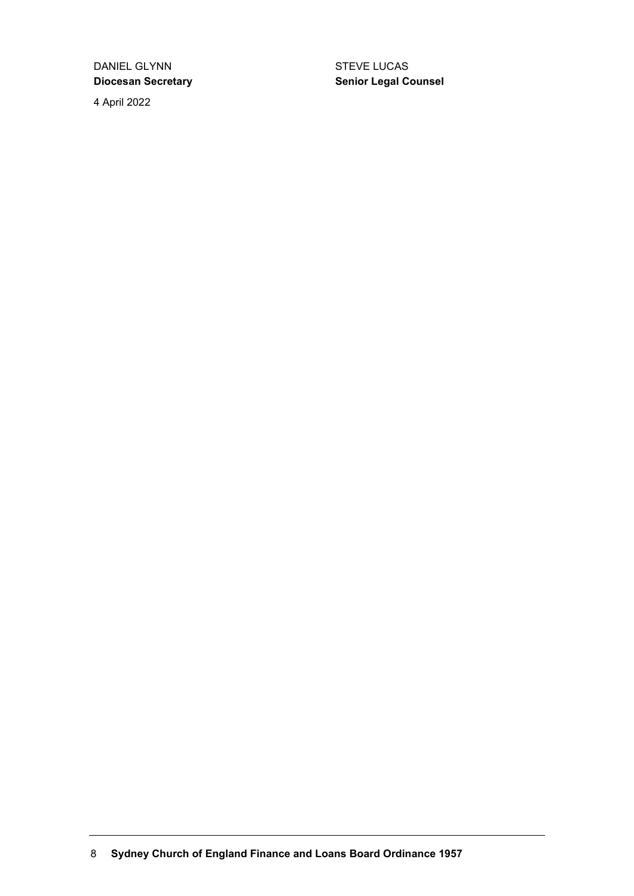DANIEL GLYNN
**Diocesan Secretary**

STEVE LUCAS
**Senior Legal Counsel**

4 April 2022